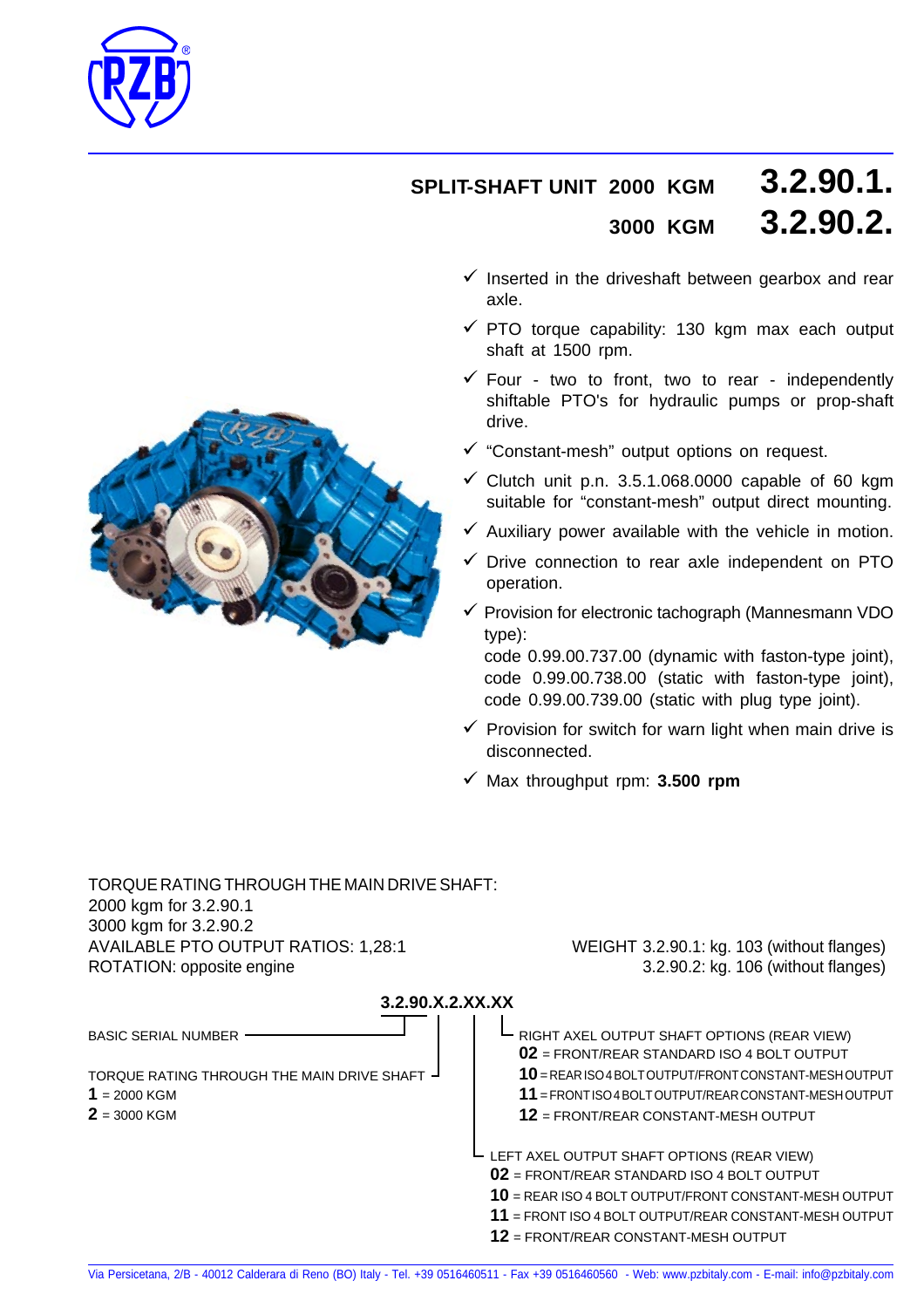# SPLIT-SHAFT UNIT 2000 KGM 3.2.90.1.
# 3000 KGM 3.2.90.2.

- ✓ Inserted in the driveshaft between gearbox and rear axle.
- ✓ PTO torque capability: 130 kgm max each output shaft at 1500 rpm.
- ✓ Four - two to front, two to rear - independently shiftable PTO's for hydraulic pumps or prop-shaft drive.
- ✓ "Constant-mesh" output options on request.
- ✓ Clutch unit p.n. 3.5.1.068.0000 capable of 60 kgm suitable for "constant-mesh" output direct mounting.
- ✓ Auxiliary power available with the vehicle in motion.
- ✓ Drive connection to rear axle independent on PTO operation.
- ✓ Provision for electronic tachograph (Mannesmann VDO type):
  code 0.99.00.737.00 (dynamic with faston-type joint),
  code 0.99.00.738.00 (static with faston-type joint),
  code 0.99.00.739.00 (static with plug type joint).
- ✓ Provision for switch for warn light when main drive is disconnected.
- ✓ Max throughput rpm: **3.500 rpm**

TORQUE RATING THROUGH THE MAIN DRIVE SHAFT:
2000 kgm for 3.2.90.1
3000 kgm for 3.2.90.2
AVAILABLE PTO OUTPUT RATIOS: 1,28:1
ROTATION: opposite engine

WEIGHT 3.2.90.1: kg. 103 (without flanges)
3.2.90.2: kg. 106 (without flanges)

**3.2.90.X.2.XX.XX**

BASIC SERIAL NUMBER

TORQUE RATING THROUGH THE MAIN DRIVE SHAFT
**1** = 2000 KGM
**2** = 3000 KGM

RIGHT AXEL OUTPUT SHAFT OPTIONS (REAR VIEW)
**02** = FRONT/REAR STANDARD ISO 4 BOLT OUTPUT
**10** = REAR ISO 4 BOLT OUTPUT/FRONT CONSTANT-MESH OUTPUT
**11** = FRONT ISO 4 BOLT OUTPUT/REAR CONSTANT-MESH OUTPUT
**12** = FRONT/REAR CONSTANT-MESH OUTPUT

LEFT AXEL OUTPUT SHAFT OPTIONS (REAR VIEW)
**02** = FRONT/REAR STANDARD ISO 4 BOLT OUTPUT
**10** = REAR ISO 4 BOLT OUTPUT/FRONT CONSTANT-MESH OUTPUT
**11** = FRONT ISO 4 BOLT OUTPUT/REAR CONSTANT-MESH OUTPUT
**12** = FRONT/REAR CONSTANT-MESH OUTPUT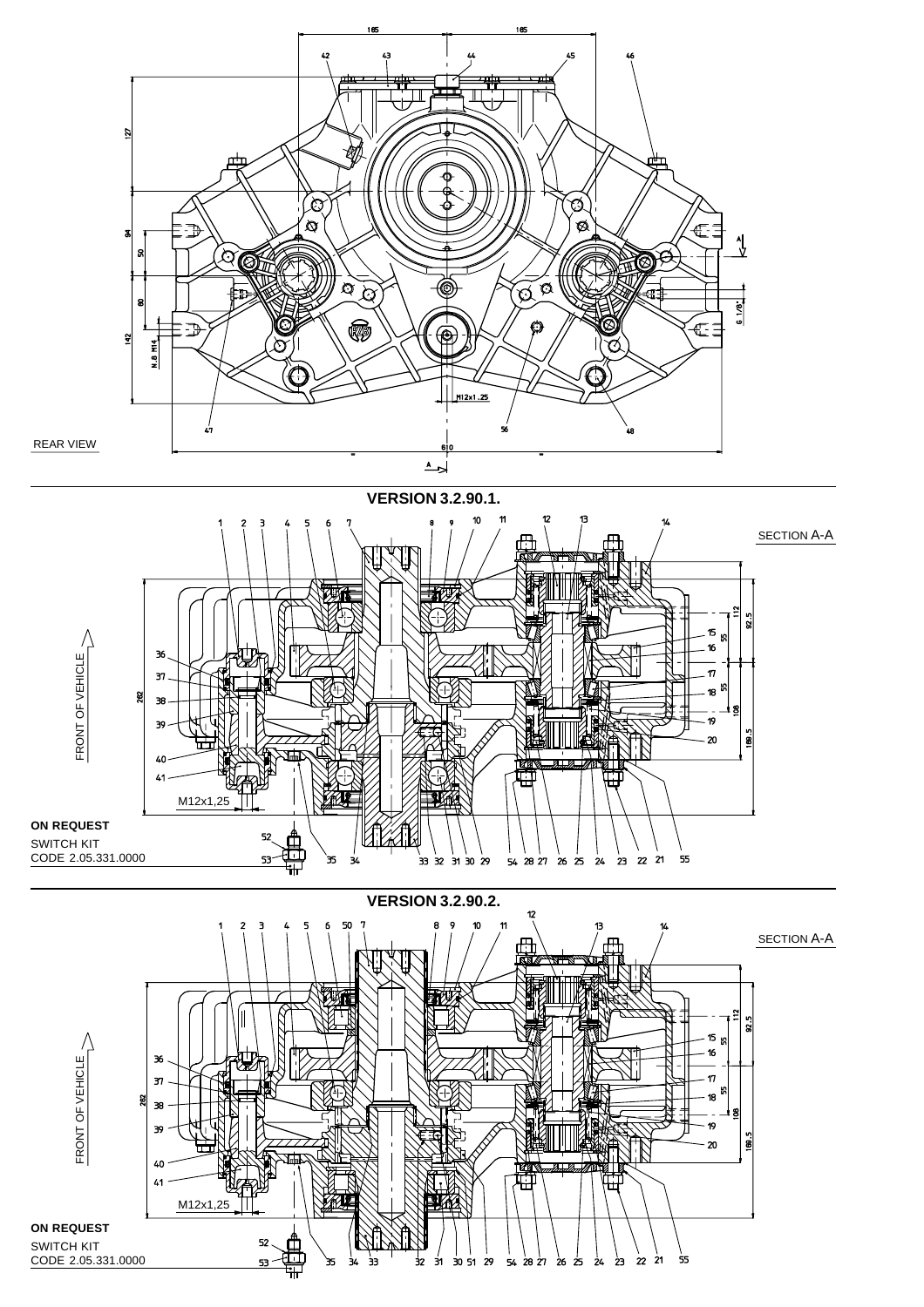REAR VIEW

## VERSION 3.2.90.1.

SECTION A-A

FRONT OF VEHICLE

M12x1,25

**ON REQUEST**

SWITCH KIT

CODE 2.05.331.0000

## VERSION 3.2.90.2.

SECTION A-A

FRONT OF VEHICLE

M12x1,25

**ON REQUEST**

SWITCH KIT

CODE 2.05.331.0000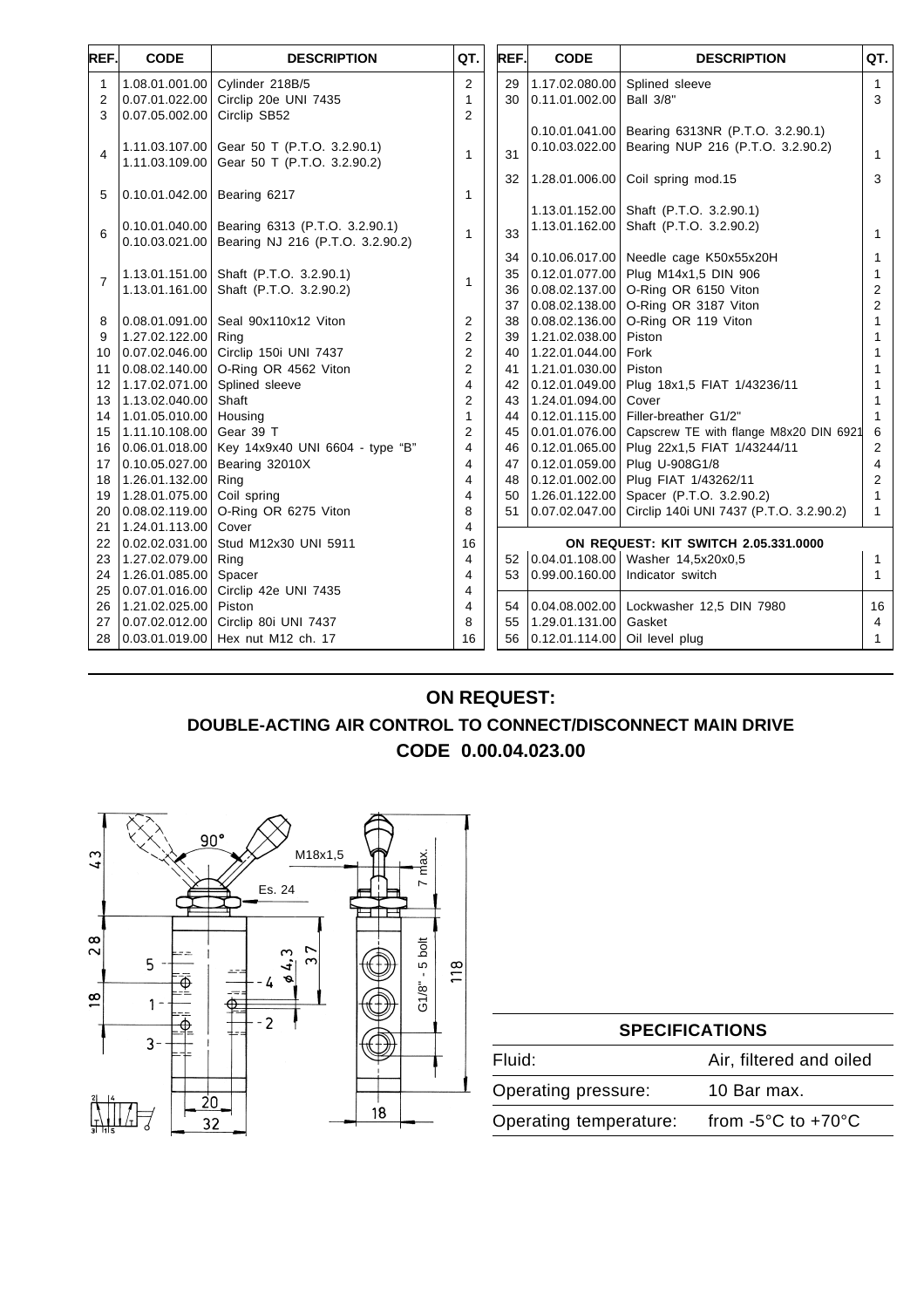| REF. | CODE | DESCRIPTION | QT. |
|---|---|---|---|
| 1 | 1.08.01.001.00 | Cylinder 218B/5 | 2 |
| 2 | 0.07.01.022.00 | Circlip 20e UNI 7435 | 1 |
| 3 | 0.07.05.002.00 | Circlip SB52 | 2 |
| 4 | 1.11.03.107.00<br>1.11.03.109.00 | Gear 50 T (P.T.O. 3.2.90.1)<br>Gear 50 T (P.T.O. 3.2.90.2) | 1 |
| 5 | 0.10.01.042.00 | Bearing 6217 | 1 |
| 6 | 0.10.01.040.00<br>0.10.03.021.00 | Bearing 6313 (P.T.O. 3.2.90.1)<br>Bearing NJ 216 (P.T.O. 3.2.90.2) | 1 |
| 7 | 1.13.01.151.00<br>1.13.01.161.00 | Shaft (P.T.O. 3.2.90.1)<br>Shaft (P.T.O. 3.2.90.2) | 1 |
| 8 | 0.08.01.091.00 | Seal 90x110x12 Viton | 2 |
| 9 | 1.27.02.122.00 | Ring | 2 |
| 10 | 0.07.02.046.00 | Circlip 150i UNI 7437 | 2 |
| 11 | 0.08.02.140.00 | O-Ring OR 4562 Viton | 2 |
| 12 | 1.17.02.071.00 | Splined sleeve | 4 |
| 13 | 1.13.02.040.00 | Shaft | 2 |
| 14 | 1.01.05.010.00 | Housing | 1 |
| 15 | 1.11.10.108.00 | Gear 39 T | 2 |
| 16 | 0.06.01.018.00 | Key 14x9x40 UNI 6604 - type "B" | 4 |
| 17 | 0.10.05.027.00 | Bearing 32010X | 4 |
| 18 | 1.26.01.132.00 | Ring | 4 |
| 19 | 1.28.01.075.00 | Coil spring | 4 |
| 20 | 0.08.02.119.00 | O-Ring OR 6275 Viton | 8 |
| 21 | 1.24.01.113.00 | Cover | 4 |
| 22 | 0.02.02.031.00 | Stud M12x30 UNI 5911 | 16 |
| 23 | 1.27.02.079.00 | Ring | 4 |
| 24 | 1.26.01.085.00 | Spacer | 4 |
| 25 | 0.07.01.016.00 | Circlip 42e UNI 7435 | 4 |
| 26 | 1.21.02.025.00 | Piston | 4 |
| 27 | 0.07.02.012.00 | Circlip 80i UNI 7437 | 8 |
| 28 | 0.03.01.019.00 | Hex nut M12 ch. 17 | 16 |
| 29 | 1.17.02.080.00 | Splined sleeve | 1 |
| 30 | 0.11.01.002.00 | Ball 3/8" | 3 |
| 31 | 0.10.01.041.00<br>0.10.03.022.00 | Bearing 6313NR (P.T.O. 3.2.90.1)<br>Bearing NUP 216 (P.T.O. 3.2.90.2) | 1 |
| 32 | 1.28.01.006.00 | Coil spring mod.15 | 3 |
| 33 | 1.13.01.152.00<br>1.13.01.162.00 | Shaft (P.T.O. 3.2.90.1)<br>Shaft (P.T.O. 3.2.90.2) | 1 |
| 34 | 0.10.06.017.00 | Needle cage K50x55x20H | 1 |
| 35 | 0.12.01.077.00 | Plug M14x1,5 DIN 906 | 1 |
| 36 | 0.08.02.137.00 | O-Ring OR 6150 Viton | 2 |
| 37 | 0.08.02.138.00 | O-Ring OR 3187 Viton | 2 |
| 38 | 0.08.02.136.00 | O-Ring OR 119 Viton | 1 |
| 39 | 1.21.02.038.00 | Piston | 1 |
| 40 | 1.22.01.044.00 | Fork | 1 |
| 41 | 1.21.01.030.00 | Piston | 1 |
| 42 | 0.12.01.049.00 | Plug 18x1,5 FIAT 1/43236/11 | 1 |
| 43 | 1.24.01.094.00 | Cover | 1 |
| 44 | 0.12.01.115.00 | Filler-breather G1/2" | 1 |
| 45 | 0.01.01.076.00 | Capscrew TE with flange M8x20 DIN 6921 | 6 |
| 46 | 0.12.01.065.00 | Plug 22x1,5 FIAT 1/43244/11 | 2 |
| 47 | 0.12.01.059.00 | Plug U-908G1/8 | 4 |
| 48 | 0.12.01.002.00 | Plug FIAT 1/43262/11 | 2 |
| 50 | 1.26.01.122.00 | Spacer (P.T.O. 3.2.90.2) | 1 |
| 51 | 0.07.02.047.00 | Circlip 140i UNI 7437 (P.T.O. 3.2.90.2) | 1 |
| | | **ON REQUEST: KIT SWITCH 2.05.331.0000** | |
| 52 | 0.04.01.108.00 | Washer 14,5x20x0,5 | 1 |
| 53 | 0.99.00.160.00 | Indicator switch | 1 |
| 54 | 0.04.08.002.00 | Lockwasher 12,5 DIN 7980 | 16 |
| 55 | 1.29.01.131.00 | Gasket | 4 |
| 56 | 0.12.01.114.00 | Oil level plug | 1 |

## ON REQUEST:
## DOUBLE-ACTING AIR CONTROL TO CONNECT/DISCONNECT MAIN DRIVE
## CODE 0.00.04.023.00

90°
M18x1,5
Es. 24
7 max.
43
28
18
5
1
3
4
2
ø 4,3
37
G1/8" - 5 bolt
118
20
32
18

| SPECIFICATIONS | |
|---|---|
| Fluid: | Air, filtered and oiled |
| Operating pressure: | 10 Bar max. |
| Operating temperature: | from -5°C to +70°C |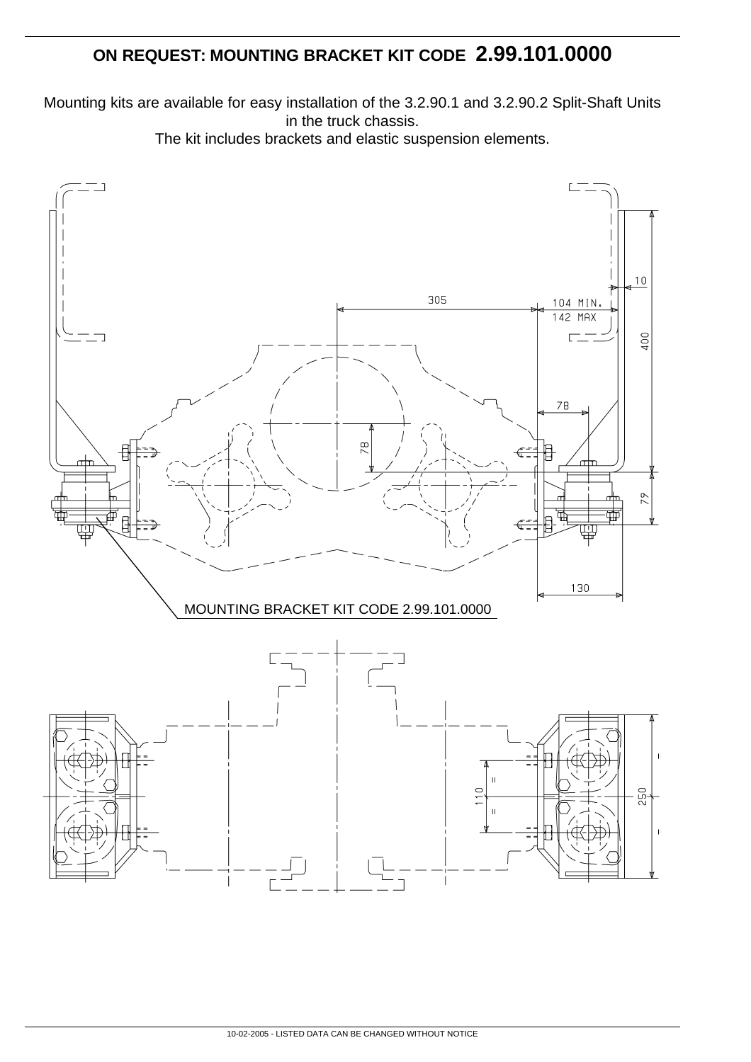# ON REQUEST: MOUNTING BRACKET KIT CODE 2.99.101.0000

Mounting kits are available for easy installation of the 3.2.90.1 and 3.2.90.2 Split-Shaft Units in the truck chassis.
The kit includes brackets and elastic suspension elements.

305

10

104 MIN.
142 MAX

400

78

78

79

130

MOUNTING BRACKET KIT CODE 2.99.101.0000

110

250